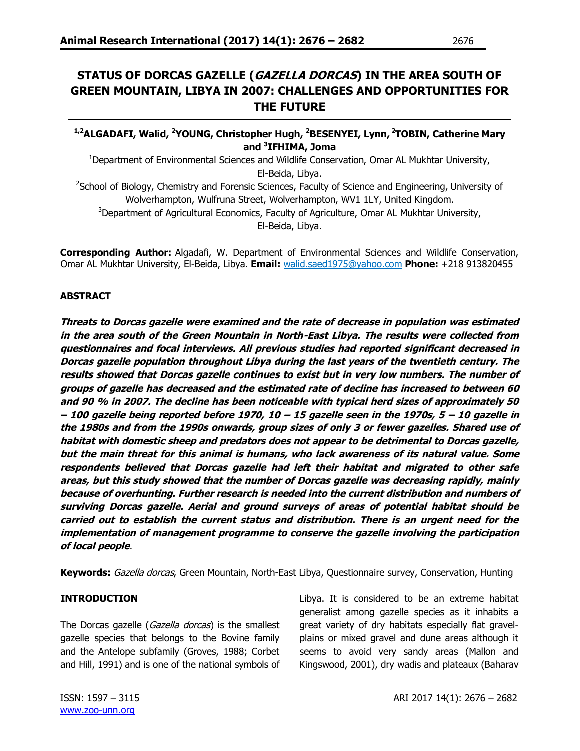# STATUS OF DORCAS GAZELLE (*GAZELLA DORCAS*) IN THE AREA SOUTH OF GREEN MOUNTAIN, LIBYA IN 2007: CHALLENGES AND OPPORTUNITIES FOR THE FUTURE

**[1,2]ALGADAFI, Walid, [2]YOUNG, Christopher Hugh, [2]BESENYEI, Lynn, [2]TOBIN, Catherine Mary and [3]IFHIMA, Joma**

[1]Department of Environmental Sciences and Wildlife Conservation, Omar AL Mukhtar University, El-Beida, Libya.

[2]School of Biology, Chemistry and Forensic Sciences, Faculty of Science and Engineering, University of Wolverhampton, Wulfruna Street, Wolverhampton, WV1 1LY, United Kingdom.

[3]Department of Agricultural Economics, Faculty of Agriculture, Omar AL Mukhtar University, El-Beida, Libya.

**Corresponding Author:** Algadafi, W. Department of Environmental Sciences and Wildlife Conservation, Omar AL Mukhtar University, El-Beida, Libya. **Email:** walid.saed1975@yahoo.com **Phone:** +218 913820455

## ABSTRACT

***Threats to Dorcas gazelle were examined and the rate of decrease in population was estimated in the area south of the Green Mountain in North-East Libya. The results were collected from questionnaires and focal interviews. All previous studies had reported significant decreased in Dorcas gazelle population throughout Libya during the last years of the twentieth century. The results showed that Dorcas gazelle continues to exist but in very low numbers. The number of groups of gazelle has decreased and the estimated rate of decline has increased to between 60 and 90 % in 2007. The decline has been noticeable with typical herd sizes of approximately 50 – 100 gazelle being reported before 1970, 10 – 15 gazelle seen in the 1970s, 5 – 10 gazelle in the 1980s and from the 1990s onwards, group sizes of only 3 or fewer gazelles. Shared use of habitat with domestic sheep and predators does not appear to be detrimental to Dorcas gazelle, but the main threat for this animal is humans, who lack awareness of its natural value. Some respondents believed that Dorcas gazelle had left their habitat and migrated to other safe areas, but this study showed that the number of Dorcas gazelle was decreasing rapidly, mainly because of overhunting. Further research is needed into the current distribution and numbers of surviving Dorcas gazelle. Aerial and ground surveys of areas of potential habitat should be carried out to establish the current status and distribution. There is an urgent need for the implementation of management programme to conserve the gazelle involving the participation of local people***.

**Keywords:** *Gazella dorcas*, Green Mountain, North-East Libya, Questionnaire survey, Conservation, Hunting

## INTRODUCTION

The Dorcas gazelle (*Gazella dorcas*) is the smallest gazelle species that belongs to the Bovine family and the Antelope subfamily (Groves, 1988; Corbet and Hill, 1991) and is one of the national symbols of Libya. It is considered to be an extreme habitat generalist among gazelle species as it inhabits a great variety of dry habitats especially flat gravel-plains or mixed gravel and dune areas although it seems to avoid very sandy areas (Mallon and Kingswood, 2001), dry wadis and plateaux (Baharav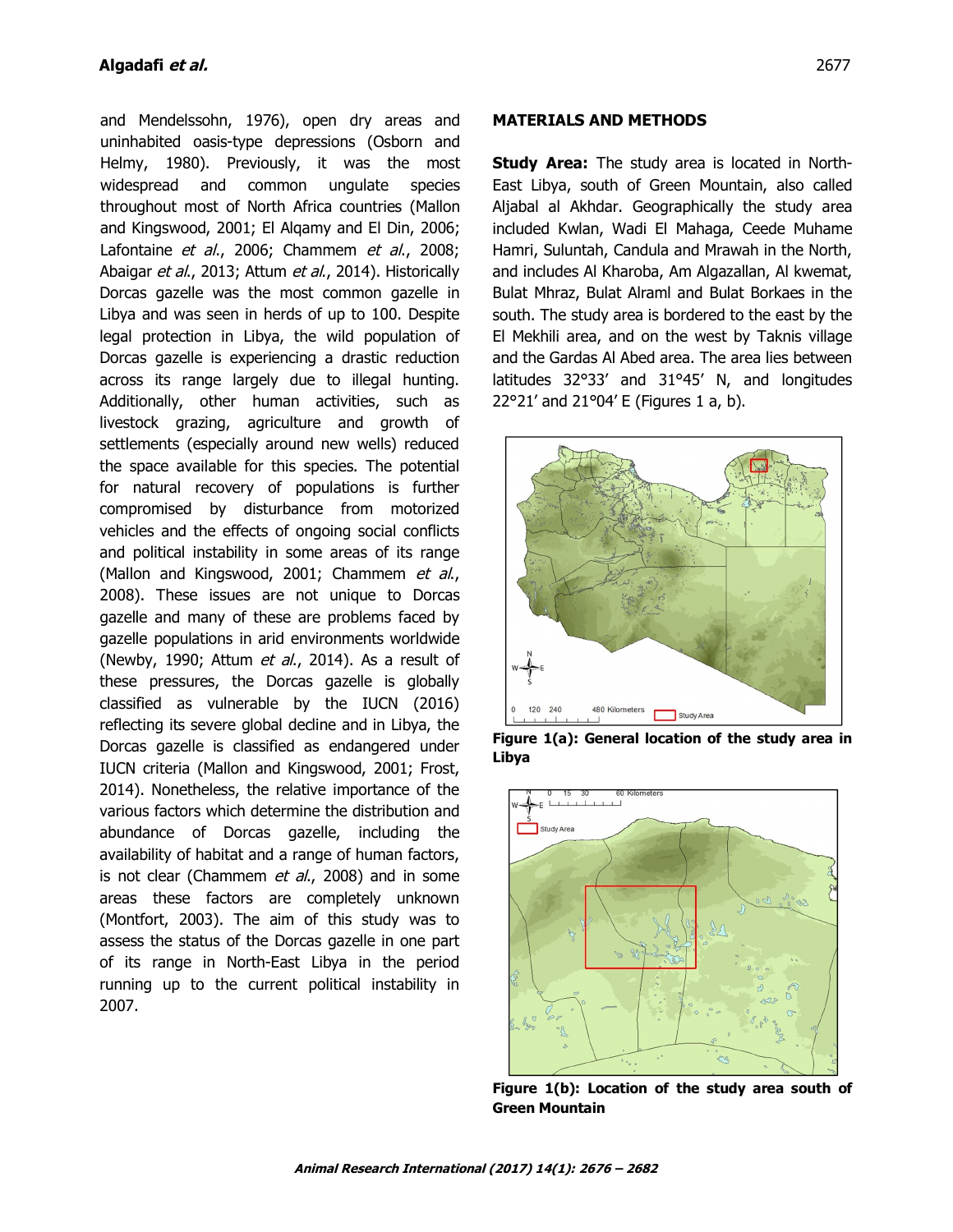and Mendelssohn, 1976), open dry areas and uninhabited oasis-type depressions (Osborn and Helmy, 1980). Previously, it was the most widespread and common ungulate species throughout most of North Africa countries (Mallon and Kingswood, 2001; El Alqamy and El Din, 2006; Lafontaine *et al*., 2006; Chammem *et al*., 2008; Abaigar *et al*., 2013; Attum *et al*., 2014). Historically Dorcas gazelle was the most common gazelle in Libya and was seen in herds of up to 100. Despite legal protection in Libya, the wild population of Dorcas gazelle is experiencing a drastic reduction across its range largely due to illegal hunting. Additionally, other human activities, such as livestock grazing, agriculture and growth of settlements (especially around new wells) reduced the space available for this species. The potential for natural recovery of populations is further compromised by disturbance from motorized vehicles and the effects of ongoing social conflicts and political instability in some areas of its range (Mallon and Kingswood, 2001; Chammem *et al*., 2008). These issues are not unique to Dorcas gazelle and many of these are problems faced by gazelle populations in arid environments worldwide (Newby, 1990; Attum *et al*., 2014). As a result of these pressures, the Dorcas gazelle is globally classified as vulnerable by the IUCN (2016) reflecting its severe global decline and in Libya, the Dorcas gazelle is classified as endangered under IUCN criteria (Mallon and Kingswood, 2001; Frost, 2014). Nonetheless, the relative importance of the various factors which determine the distribution and abundance of Dorcas gazelle, including the availability of habitat and a range of human factors, is not clear (Chammem *et al*., 2008) and in some areas these factors are completely unknown (Montfort, 2003). The aim of this study was to assess the status of the Dorcas gazelle in one part of its range in North-East Libya in the period running up to the current political instability in 2007.

## MATERIALS AND METHODS

**Study Area:** The study area is located in North-East Libya, south of Green Mountain, also called Aljabal al Akhdar. Geographically the study area included Kwlan, Wadi El Mahaga, Ceede Muhame Hamri, Suluntah, Candula and Mrawah in the North, and includes Al Kharoba, Am Algazallan, Al kwemat, Bulat Mhraz, Bulat Alraml and Bulat Borkaes in the south. The study area is bordered to the east by the El Mekhili area, and on the west by Taknis village and the Gardas Al Abed area. The area lies between latitudes 32°33′ and 31°45′ N, and longitudes 22°21′ and 21°04′ E (Figures 1 a, b).

**Figure 1(a): General location of the study area in Libya**

**Figure 1(b): Location of the study area south of Green Mountain**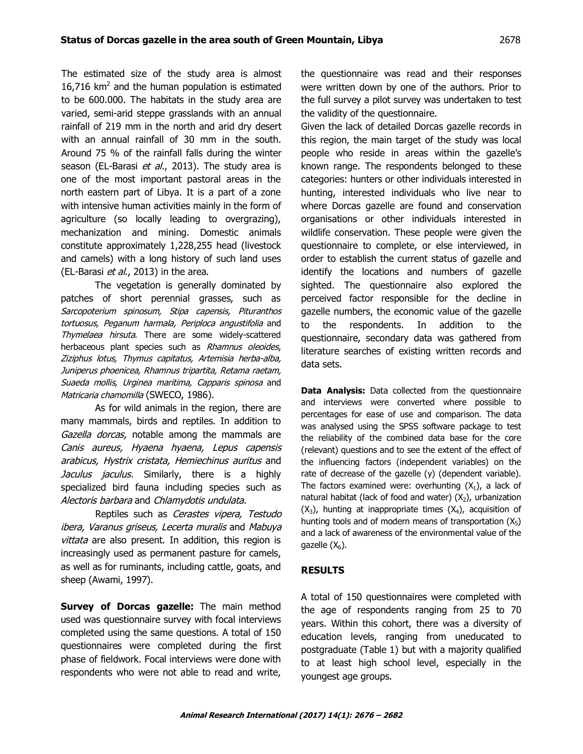The estimated size of the study area is almost 16,716 km$^2$ and the human population is estimated to be 600.000. The habitats in the study area are varied, semi-arid steppe grasslands with an annual rainfall of 219 mm in the north and arid dry desert with an annual rainfall of 30 mm in the south. Around 75 % of the rainfall falls during the winter season (EL-Barasi *et al*., 2013). The study area is one of the most important pastoral areas in the north eastern part of Libya. It is a part of a zone with intensive human activities mainly in the form of agriculture (so locally leading to overgrazing), mechanization and mining. Domestic animals constitute approximately 1,228,255 head (livestock and camels) with a long history of such land uses (EL-Barasi *et al*., 2013) in the area.

The vegetation is generally dominated by patches of short perennial grasses, such as *Sarcopoterium spinosum, Stipa capensis, Pituranthos tortuosus, Peganum harmala, Periploca angustifolia* and *Thymelaea hirsuta*. There are some widely-scattered herbaceous plant species such as *Rhamnus oleoides, Ziziphus lotus, Thymus capitatus, Artemisia herba-alba, Juniperus phoenicea, Rhamnus tripartita, Retama raetam, Suaeda mollis, Urginea maritima, Capparis spinosa* and *Matricaria chamomilla* (SWECO, 1986).

As for wild animals in the region, there are many mammals, birds and reptiles. In addition to *Gazella dorcas,* notable among the mammals are *Canis aureus, Hyaena hyaena, Lepus capensis arabicus, Hystrix cristata, Hemiechinus auritus* and *Jaculus jaculus.* Similarly, there is a highly specialized bird fauna including species such as *Alectoris barbara* and *Chlamydotis undulata*.

Reptiles such as *Cerastes vipera, Testudo ibera, Varanus griseus, Lecerta muralis* and *Mabuya vittata* are also present. In addition, this region is increasingly used as permanent pasture for camels, as well as for ruminants, including cattle, goats, and sheep (Awami, 1997).

**Survey of Dorcas gazelle:** The main method used was questionnaire survey with focal interviews completed using the same questions. A total of 150 questionnaires were completed during the first phase of fieldwork. Focal interviews were done with respondents who were not able to read and write, the questionnaire was read and their responses were written down by one of the authors. Prior to the full survey a pilot survey was undertaken to test the validity of the questionnaire.

Given the lack of detailed Dorcas gazelle records in this region, the main target of the study was local people who reside in areas within the gazelle's known range. The respondents belonged to these categories: hunters or other individuals interested in hunting, interested individuals who live near to where Dorcas gazelle are found and conservation organisations or other individuals interested in wildlife conservation. These people were given the questionnaire to complete, or else interviewed, in order to establish the current status of gazelle and identify the locations and numbers of gazelle sighted. The questionnaire also explored the perceived factor responsible for the decline in gazelle numbers, the economic value of the gazelle to the respondents. In addition to the questionnaire, secondary data was gathered from literature searches of existing written records and data sets.

**Data Analysis:** Data collected from the questionnaire and interviews were converted where possible to percentages for ease of use and comparison. The data was analysed using the SPSS software package to test the reliability of the combined data base for the core (relevant) questions and to see the extent of the effect of the influencing factors (independent variables) on the rate of decrease of the gazelle (y) (dependent variable). The factors examined were: overhunting ($X_1$), a lack of natural habitat (lack of food and water) ($X_2$), urbanization ($X_3$), hunting at inappropriate times ($X_4$), acquisition of hunting tools and of modern means of transportation ($X_5$) and a lack of awareness of the environmental value of the gazelle ($X_6$).

## RESULTS

A total of 150 questionnaires were completed with the age of respondents ranging from 25 to 70 years. Within this cohort, there was a diversity of education levels, ranging from uneducated to postgraduate (Table 1) but with a majority qualified to at least high school level, especially in the youngest age groups.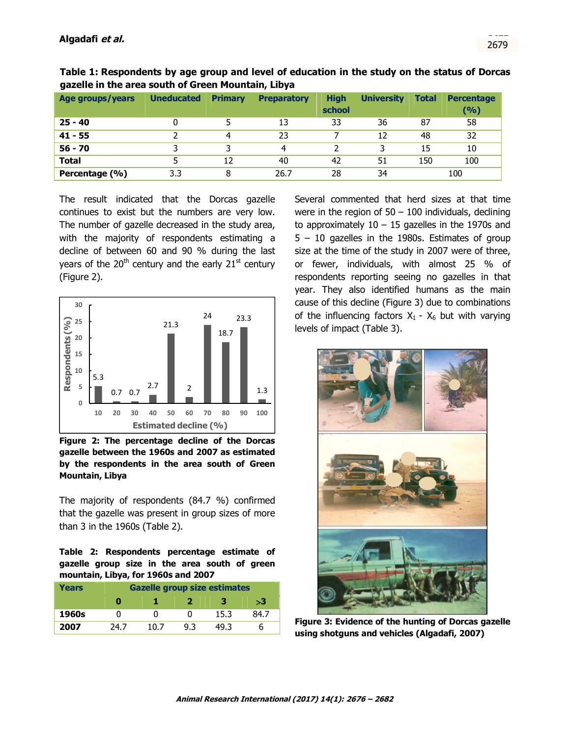**Table 1: Respondents by age group and level of education in the study on the status of Dorcas gazelle in the area south of Green Mountain, Libya**

| Age groups/years | Uneducated | Primary | Preparatory | High school | University | Total | Percentage (%) |
|---|---|---|---|---|---|---|---|
| **25 - 40** | 0 | 5 | 13 | 33 | 36 | 87 | 58 |
| **41 - 55** | 2 | 4 | 23 | 7 | 12 | 48 | 32 |
| **56 - 70** | 3 | 3 | 4 | 2 | 3 | 15 | 10 |
| **Total** | 5 | 12 | 40 | 42 | 51 | 150 | 100 |
| **Percentage (%)** | 3.3 | 8 | 26.7 | 28 | 34 | 100 | |

The result indicated that the Dorcas gazelle continues to exist but the numbers are very low. The number of gazelle decreased in the study area, with the majority of respondents estimating a decline of between 60 and 90 % during the last years of the 20th century and the early 21st century (Figure 2).

**Figure 2: The percentage decline of the Dorcas gazelle between the 1960s and 2007 as estimated by the respondents in the area south of Green Mountain, Libya**

The majority of respondents (84.7 %) confirmed that the gazelle was present in group sizes of more than 3 in the 1960s (Table 2).

**Table 2: Respondents percentage estimate of gazelle group size in the area south of green mountain, Libya, for 1960s and 2007**

| Years | Gazelle group size estimates | | | | |
|---|---|---|---|---|---|
| | **0** | **1** | **2** | **3** | **>3** |
| **1960s** | 0 | 0 | 0 | 15.3 | 84.7 |
| **2007** | 24.7 | 10.7 | 9.3 | 49.3 | 6 |

Several commented that herd sizes at that time were in the region of 50 – 100 individuals, declining to approximately 10 – 15 gazelles in the 1970s and 5 – 10 gazelles in the 1980s. Estimates of group size at the time of the study in 2007 were of three, or fewer, individuals, with almost 25 % of respondents reporting seeing no gazelles in that year. They also identified humans as the main cause of this decline (Figure 3) due to combinations of the influencing factors $X_1$ - $X_6$ but with varying levels of impact (Table 3).

**Figure 3: Evidence of the hunting of Dorcas gazelle using shotguns and vehicles (Algadafi, 2007)**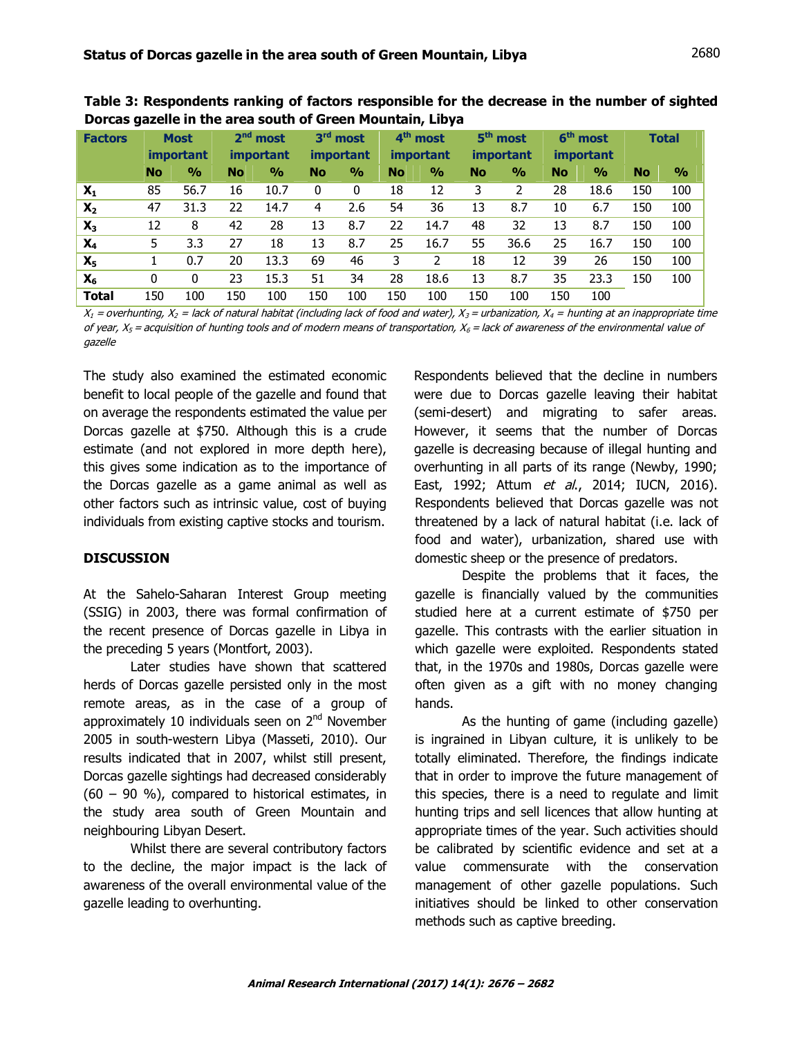**Table 3: Respondents ranking of factors responsible for the decrease in the number of sighted Dorcas gazelle in the area south of Green Mountain, Libya**

| Factors | Most important | | 2nd most important | | 3rd most important | | 4th most important | | 5th most important | | 6th most important | | Total | |
|---|---|---|---|---|---|---|---|---|---|---|---|---|---|---|
| | No | % | No | % | No | % | No | % | No | % | No | % | No | % |
| $X_1$ | 85 | 56.7 | 16 | 10.7 | 0 | 0 | 18 | 12 | 3 | 2 | 28 | 18.6 | 150 | 100 |
| $X_2$ | 47 | 31.3 | 22 | 14.7 | 4 | 2.6 | 54 | 36 | 13 | 8.7 | 10 | 6.7 | 150 | 100 |
| $X_3$ | 12 | 8 | 42 | 28 | 13 | 8.7 | 22 | 14.7 | 48 | 32 | 13 | 8.7 | 150 | 100 |
| $X_4$ | 5 | 3.3 | 27 | 18 | 13 | 8.7 | 25 | 16.7 | 55 | 36.6 | 25 | 16.7 | 150 | 100 |
| $X_5$ | 1 | 0.7 | 20 | 13.3 | 69 | 46 | 3 | 2 | 18 | 12 | 39 | 26 | 150 | 100 |
| $X_6$ | 0 | 0 | 23 | 15.3 | 51 | 34 | 28 | 18.6 | 13 | 8.7 | 35 | 23.3 | 150 | 100 |
| Total | 150 | 100 | 150 | 100 | 150 | 100 | 150 | 100 | 150 | 100 | 150 | 100 | | |

*$X_1$ = overhunting, $X_2$ = lack of natural habitat (including lack of food and water), $X_3$ = urbanization, $X_4$ = hunting at an inappropriate time of year, $X_5$ = acquisition of hunting tools and of modern means of transportation, $X_6$ = lack of awareness of the environmental value of gazelle*

The study also examined the estimated economic benefit to local people of the gazelle and found that on average the respondents estimated the value per Dorcas gazelle at $750. Although this is a crude estimate (and not explored in more depth here), this gives some indication as to the importance of the Dorcas gazelle as a game animal as well as other factors such as intrinsic value, cost of buying individuals from existing captive stocks and tourism.

## DISCUSSION

At the Sahelo-Saharan Interest Group meeting (SSIG) in 2003, there was formal confirmation of the recent presence of Dorcas gazelle in Libya in the preceding 5 years (Montfort, 2003).

Later studies have shown that scattered herds of Dorcas gazelle persisted only in the most remote areas, as in the case of a group of approximately 10 individuals seen on 2nd November 2005 in south-western Libya (Masseti, 2010). Our results indicated that in 2007, whilst still present, Dorcas gazelle sightings had decreased considerably (60 – 90 %), compared to historical estimates, in the study area south of Green Mountain and neighbouring Libyan Desert.

Whilst there are several contributory factors to the decline, the major impact is the lack of awareness of the overall environmental value of the gazelle leading to overhunting.

Respondents believed that the decline in numbers were due to Dorcas gazelle leaving their habitat (semi-desert) and migrating to safer areas. However, it seems that the number of Dorcas gazelle is decreasing because of illegal hunting and overhunting in all parts of its range (Newby, 1990; East, 1992; Attum *et al.*, 2014; IUCN, 2016). Respondents believed that Dorcas gazelle was not threatened by a lack of natural habitat (i.e. lack of food and water), urbanization, shared use with domestic sheep or the presence of predators.

Despite the problems that it faces, the gazelle is financially valued by the communities studied here at a current estimate of $750 per gazelle. This contrasts with the earlier situation in which gazelle were exploited. Respondents stated that, in the 1970s and 1980s, Dorcas gazelle were often given as a gift with no money changing hands.

As the hunting of game (including gazelle) is ingrained in Libyan culture, it is unlikely to be totally eliminated. Therefore, the findings indicate that in order to improve the future management of this species, there is a need to regulate and limit hunting trips and sell licences that allow hunting at appropriate times of the year. Such activities should be calibrated by scientific evidence and set at a value commensurate with the conservation management of other gazelle populations. Such initiatives should be linked to other conservation methods such as captive breeding.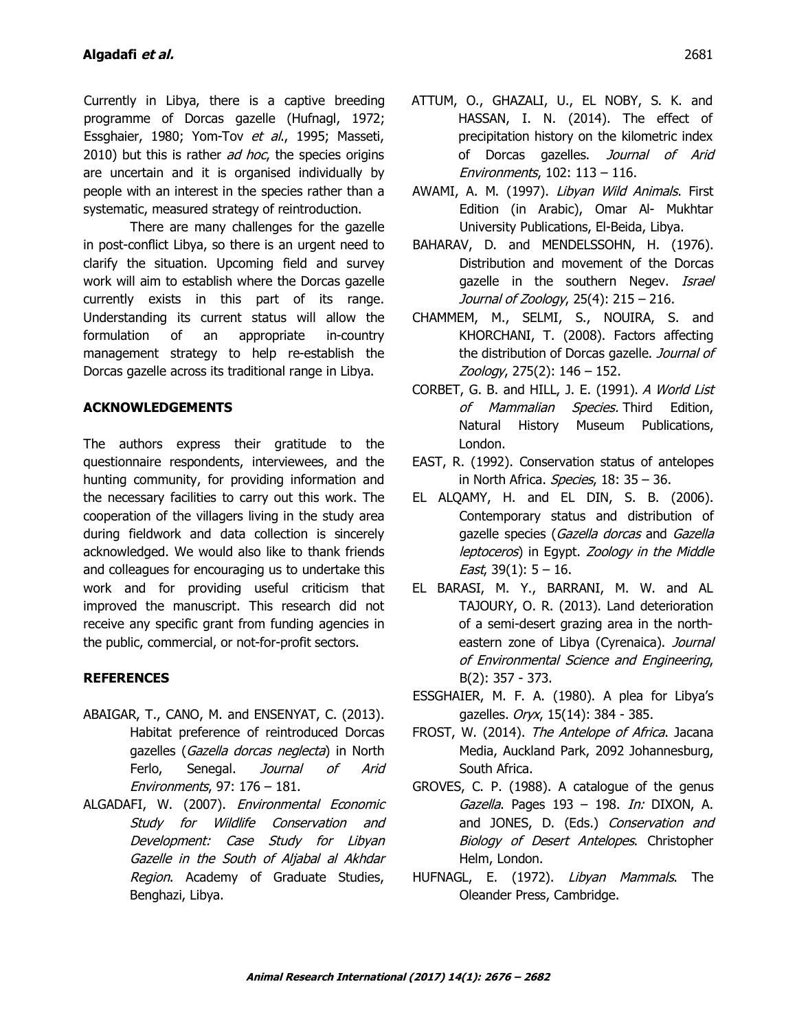Currently in Libya, there is a captive breeding programme of Dorcas gazelle (Hufnagl, 1972; Essghaier, 1980; Yom-Tov *et al*., 1995; Masseti, 2010) but this is rather *ad hoc*, the species origins are uncertain and it is organised individually by people with an interest in the species rather than a systematic, measured strategy of reintroduction.

There are many challenges for the gazelle in post-conflict Libya, so there is an urgent need to clarify the situation. Upcoming field and survey work will aim to establish where the Dorcas gazelle currently exists in this part of its range. Understanding its current status will allow the formulation of an appropriate in-country management strategy to help re-establish the Dorcas gazelle across its traditional range in Libya.

## ACKNOWLEDGEMENTS

The authors express their gratitude to the questionnaire respondents, interviewees, and the hunting community, for providing information and the necessary facilities to carry out this work. The cooperation of the villagers living in the study area during fieldwork and data collection is sincerely acknowledged. We would also like to thank friends and colleagues for encouraging us to undertake this work and for providing useful criticism that improved the manuscript. This research did not receive any specific grant from funding agencies in the public, commercial, or not-for-profit sectors.

## REFERENCES

ABAIGAR, T., CANO, M. and ENSENYAT, C. (2013). Habitat preference of reintroduced Dorcas gazelles (*Gazella dorcas neglecta*) in North Ferlo, Senegal. *Journal of Arid Environments*, 97: 176 – 181.

ALGADAFI, W. (2007). *Environmental Economic Study for Wildlife Conservation and Development: Case Study for Libyan Gazelle in the South of Aljabal al Akhdar Region*. Academy of Graduate Studies, Benghazi, Libya.

ATTUM, O., GHAZALI, U., EL NOBY, S. K. and HASSAN, I. N. (2014). The effect of precipitation history on the kilometric index of Dorcas gazelles. *Journal of Arid Environments*, 102: 113 – 116.

AWAMI, A. M. (1997). *Libyan Wild Animals*. First Edition (in Arabic), Omar Al- Mukhtar University Publications, El-Beida, Libya.

BAHARAV, D. and MENDELSSOHN, H. (1976). Distribution and movement of the Dorcas gazelle in the southern Negev. *Israel Journal of Zoology*, 25(4): 215 – 216.

CHAMMEM, M., SELMI, S., NOUIRA, S. and KHORCHANI, T. (2008). Factors affecting the distribution of Dorcas gazelle. *Journal of Zoology*, 275(2): 146 – 152.

CORBET, G. B. and HILL, J. E. (1991). *A World List of Mammalian Species.* Third Edition, Natural History Museum Publications, London.

EAST, R. (1992). Conservation status of antelopes in North Africa. *Species*, 18: 35 – 36.

EL ALQAMY, H. and EL DIN, S. B. (2006). Contemporary status and distribution of gazelle species (*Gazella dorcas* and *Gazella leptoceros*) in Egypt. *Zoology in the Middle East*, 39(1): 5 – 16.

EL BARASI, M. Y., BARRANI, M. W. and AL TAJOURY, O. R. (2013). Land deterioration of a semi-desert grazing area in the north-eastern zone of Libya (Cyrenaica). *Journal of Environmental Science and Engineering*, B(2): 357 - 373.

ESSGHAIER, M. F. A. (1980). A plea for Libya's gazelles. *Oryx*, 15(14): 384 - 385.

FROST, W. (2014). *The Antelope of Africa*. Jacana Media, Auckland Park, 2092 Johannesburg, South Africa.

GROVES, C. P. (1988). A catalogue of the genus *Gazella*. Pages 193 – 198. *In:* DIXON, A. and JONES, D. (Eds.) *Conservation and Biology of Desert Antelopes*. Christopher Helm, London.

HUFNAGL, E. (1972). *Libyan Mammals*. The Oleander Press, Cambridge.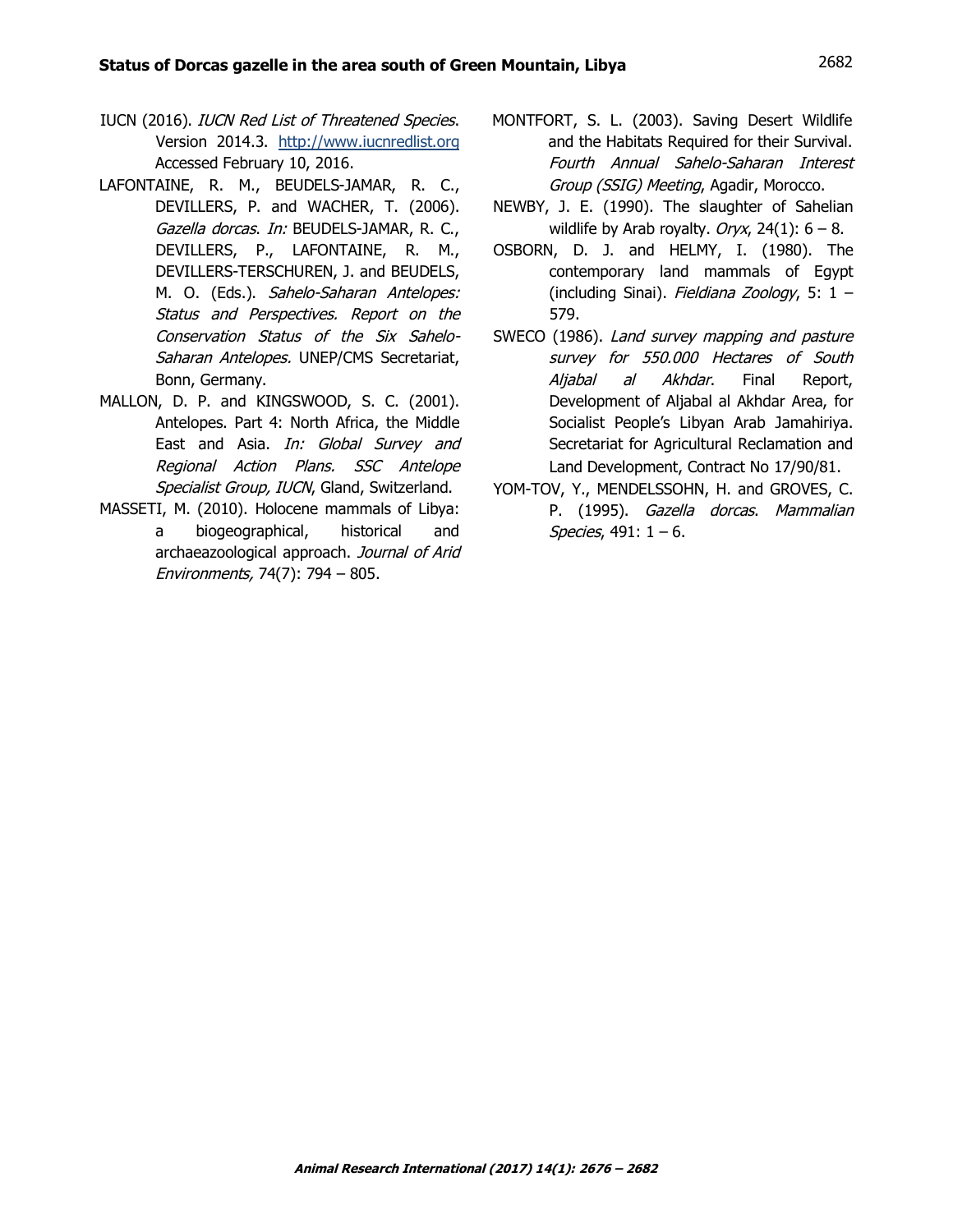IUCN (2016). *IUCN Red List of Threatened Species*. Version 2014.3. http://www.iucnredlist.org Accessed February 10, 2016.

LAFONTAINE, R. M., BEUDELS-JAMAR, R. C., DEVILLERS, P. and WACHER, T. (2006). *Gazella dorcas*. *In:* BEUDELS-JAMAR, R. C., DEVILLERS, P., LAFONTAINE, R. M., DEVILLERS-TERSCHUREN, J. and BEUDELS, M. O. (Eds.). *Sahelo-Saharan Antelopes: Status and Perspectives. Report on the Conservation Status of the Six Sahelo-Saharan Antelopes.* UNEP/CMS Secretariat, Bonn, Germany.

MALLON, D. P. and KINGSWOOD, S. C. (2001). Antelopes. Part 4: North Africa, the Middle East and Asia. *In: Global Survey and Regional Action Plans. SSC Antelope Specialist Group, IUCN*, Gland, Switzerland.

MASSETI, M. (2010). Holocene mammals of Libya: a biogeographical, historical and archaeazoological approach. *Journal of Arid Environments,* 74(7): 794 – 805.

MONTFORT, S. L. (2003). Saving Desert Wildlife and the Habitats Required for their Survival. *Fourth Annual Sahelo-Saharan Interest Group (SSIG) Meeting*, Agadir, Morocco.

NEWBY, J. E. (1990). The slaughter of Sahelian wildlife by Arab royalty. *Oryx*, 24(1): 6 – 8.

OSBORN, D. J. and HELMY, I. (1980). The contemporary land mammals of Egypt (including Sinai). *Fieldiana Zoology*, 5: 1 – 579.

SWECO (1986). *Land survey mapping and pasture survey for 550.000 Hectares of South Aljabal al Akhdar*. Final Report, Development of Aljabal al Akhdar Area, for Socialist People's Libyan Arab Jamahiriya. Secretariat for Agricultural Reclamation and Land Development, Contract No 17/90/81.

YOM-TOV, Y., MENDELSSOHN, H. and GROVES, C. P. (1995). *Gazella dorcas*. *Mammalian Species*, 491: 1 – 6.